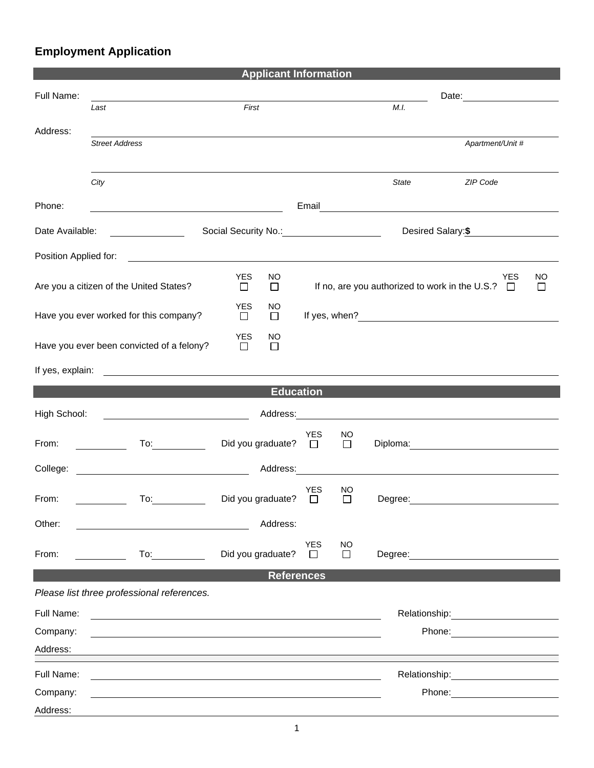# Employment Application

## Applicant Information

Full Name: ______________________________________ Date: ______________

*Last* *First* *M.I.*

Address: ____________________________________________________________

*Street Address* *Apartment/Unit #*

____________________________________________________________

*City* *State* *ZIP Code*

Phone: ______________________ Email ______________________________

Date Available: __________ Social Security No.: ______________ Desired Salary: **$** ______________

Position Applied for: ____________________________________________________________

Are you a citizen of the United States? YES ☐ NO ☐ If no, are you authorized to work in the U.S.? YES ☐ NO ☐

Have you ever worked for this company? YES ☐ NO ☐ If yes, when? ______________________

Have you ever been convicted of a felony? YES ☐ NO ☐

If yes, explain: ____________________________________________________________

## Education

High School: ______________________ Address: ______________________________

From: ________ To: ________ Did you graduate? YES ☐ NO ☐ Diploma: ______________________

College: ______________________ Address: ______________________________

From: ________ To: ________ Did you graduate? YES ☐ NO ☐ Degree: ______________________

Other: ______________________ Address:

From: ________ To: ________ Did you graduate? YES ☐ NO ☐ Degree: ______________________

## References

*Please list three professional references.*

Full Name: ______________________________ Relationship: ______________

Company: ______________________________ Phone: ______________

Address: ____________________________________________________________

Full Name: ______________________________ Relationship: ______________

Company: ______________________________ Phone: ______________

Address: ____________________________________________________________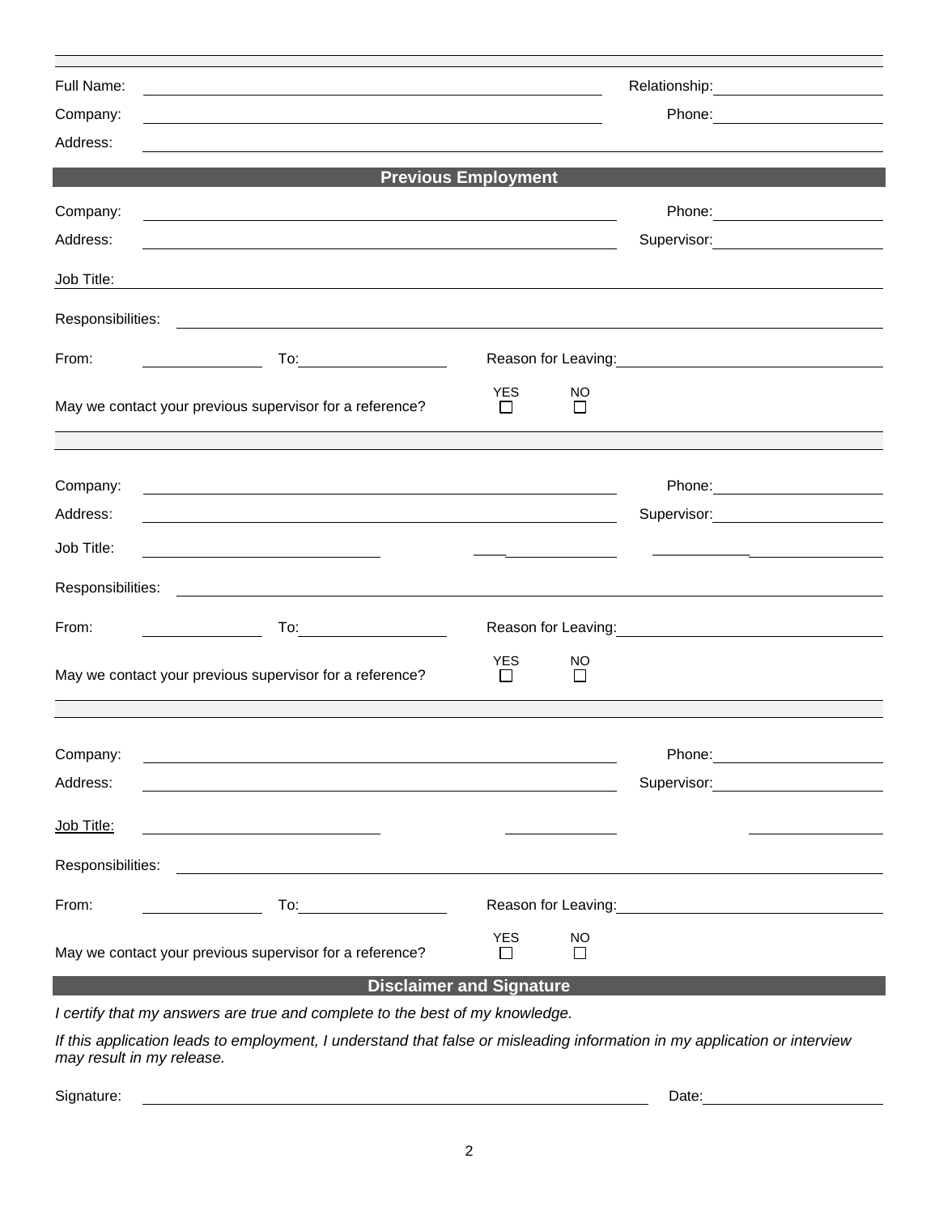Full Name: ______________________ Relationship: ______________

Company: ______________________ Phone: ______________

Address: ______________________

## Previous Employment

Company: ______________________ Phone: ______________

Address: ______________________ Supervisor: ______________

Job Title: ______________________

Responsibilities: ______________________

From: __________ To: __________ Reason for Leaving: ______________

May we contact your previous supervisor for a reference? YES ☐ NO ☐

---

Company: ______________________ Phone: ______________

Address: ______________________ Supervisor: ______________

Job Title: ______________________

Responsibilities: ______________________

From: __________ To: __________ Reason for Leaving: ______________

May we contact your previous supervisor for a reference? YES ☐ NO ☐

---

Company: ______________________ Phone: ______________

Address: ______________________ Supervisor: ______________

Job Title: ______________________

Responsibilities: ______________________

From: __________ To: __________ Reason for Leaving: ______________

May we contact your previous supervisor for a reference? YES ☐ NO ☐

## Disclaimer and Signature

*I certify that my answers are true and complete to the best of my knowledge.*

*If this application leads to employment, I understand that false or misleading information in my application or interview may result in my release.*

Signature: ______________________ Date: ______________